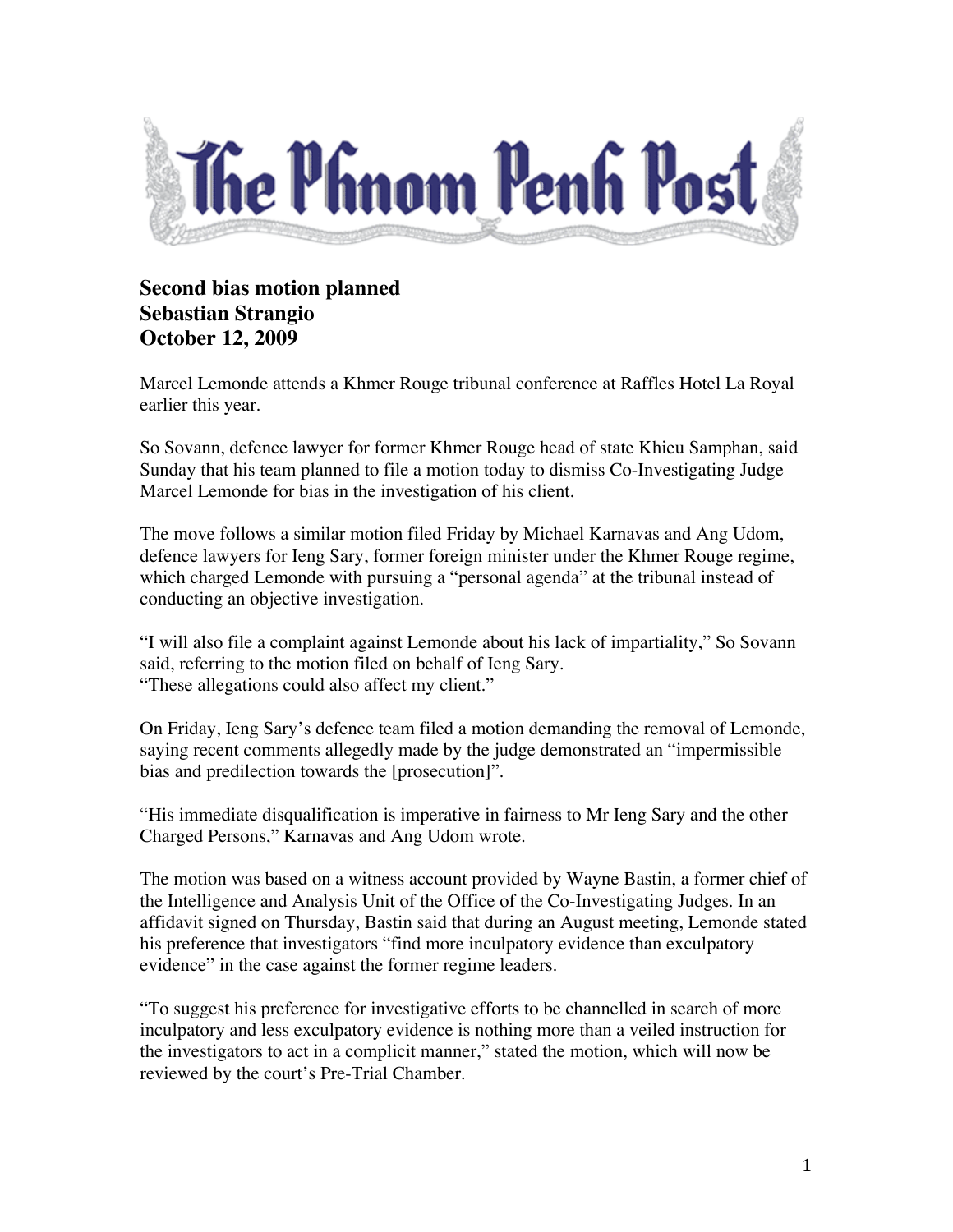# The Phnom Penh Post

**Second bias motion planned**
**Sebastian Strangio**
**October 12, 2009**

Marcel Lemonde attends a Khmer Rouge tribunal conference at Raffles Hotel La Royal earlier this year.

So Sovann, defence lawyer for former Khmer Rouge head of state Khieu Samphan, said Sunday that his team planned to file a motion today to dismiss Co-Investigating Judge Marcel Lemonde for bias in the investigation of his client.

The move follows a similar motion filed Friday by Michael Karnavas and Ang Udom, defence lawyers for Ieng Sary, former foreign minister under the Khmer Rouge regime, which charged Lemonde with pursuing a "personal agenda" at the tribunal instead of conducting an objective investigation.

"I will also file a complaint against Lemonde about his lack of impartiality," So Sovann said, referring to the motion filed on behalf of Ieng Sary.
"These allegations could also affect my client."

On Friday, Ieng Sary's defence team filed a motion demanding the removal of Lemonde, saying recent comments allegedly made by the judge demonstrated an "impermissible bias and predilection towards the [prosecution]".

"His immediate disqualification is imperative in fairness to Mr Ieng Sary and the other Charged Persons," Karnavas and Ang Udom wrote.

The motion was based on a witness account provided by Wayne Bastin, a former chief of the Intelligence and Analysis Unit of the Office of the Co-Investigating Judges. In an affidavit signed on Thursday, Bastin said that during an August meeting, Lemonde stated his preference that investigators "find more inculpatory evidence than exculpatory evidence" in the case against the former regime leaders.

"To suggest his preference for investigative efforts to be channelled in search of more inculpatory and less exculpatory evidence is nothing more than a veiled instruction for the investigators to act in a complicit manner," stated the motion, which will now be reviewed by the court's Pre-Trial Chamber.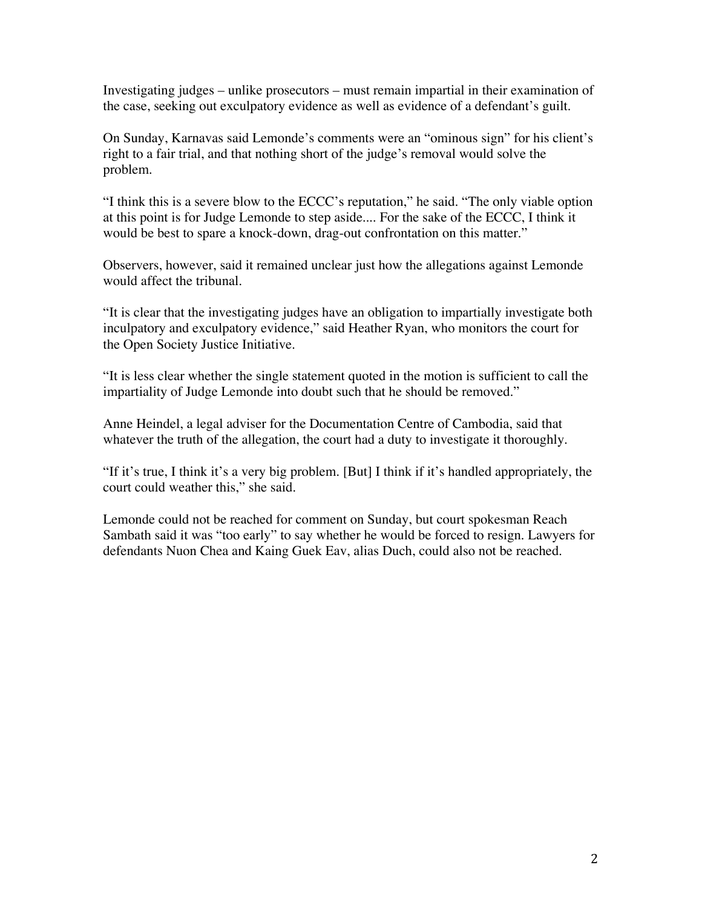Investigating judges – unlike prosecutors – must remain impartial in their examination of the case, seeking out exculpatory evidence as well as evidence of a defendant's guilt.

On Sunday, Karnavas said Lemonde's comments were an "ominous sign" for his client's right to a fair trial, and that nothing short of the judge's removal would solve the problem.

"I think this is a severe blow to the ECCC's reputation," he said. "The only viable option at this point is for Judge Lemonde to step aside.... For the sake of the ECCC, I think it would be best to spare a knock-down, drag-out confrontation on this matter."

Observers, however, said it remained unclear just how the allegations against Lemonde would affect the tribunal.

"It is clear that the investigating judges have an obligation to impartially investigate both inculpatory and exculpatory evidence," said Heather Ryan, who monitors the court for the Open Society Justice Initiative.

"It is less clear whether the single statement quoted in the motion is sufficient to call the impartiality of Judge Lemonde into doubt such that he should be removed."

Anne Heindel, a legal adviser for the Documentation Centre of Cambodia, said that whatever the truth of the allegation, the court had a duty to investigate it thoroughly.

"If it's true, I think it's a very big problem. [But] I think if it's handled appropriately, the court could weather this," she said.

Lemonde could not be reached for comment on Sunday, but court spokesman Reach Sambath said it was "too early" to say whether he would be forced to resign. Lawyers for defendants Nuon Chea and Kaing Guek Eav, alias Duch, could also not be reached.